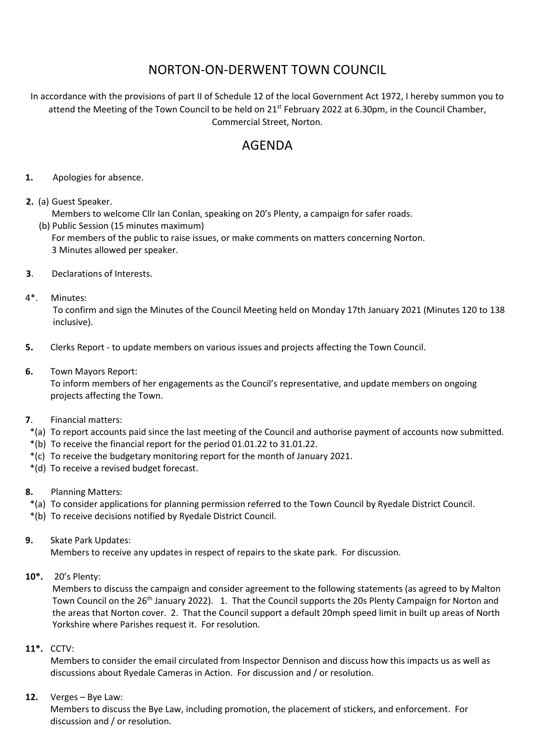# NORTON-ON-DERWENT TOWN COUNCIL

In accordance with the provisions of part II of Schedule 12 of the local Government Act 1972, I hereby summon you to attend the Meeting of the Town Council to be held on 21st February 2022 at 6.30pm, in the Council Chamber, Commercial Street, Norton.

## AGENDA

**1.** Apologies for absence.

**2.** (a) Guest Speaker.
Members to welcome Cllr Ian Conlan, speaking on 20's Plenty, a campaign for safer roads.
(b) Public Session (15 minutes maximum)
For members of the public to raise issues, or make comments on matters concerning Norton.
3 Minutes allowed per speaker.

**3**. Declarations of Interests.

4*. Minutes:
To confirm and sign the Minutes of the Council Meeting held on Monday 17th January 2021 (Minutes 120 to 138 inclusive).

**5.** Clerks Report - to update members on various issues and projects affecting the Town Council.

**6.** Town Mayors Report:
To inform members of her engagements as the Council's representative, and update members on ongoing projects affecting the Town.

**7**. Financial matters:
*(a) To report accounts paid since the last meeting of the Council and authorise payment of accounts now submitted.
*(b) To receive the financial report for the period 01.01.22 to 31.01.22.
*(c) To receive the budgetary monitoring report for the month of January 2021.
*(d) To receive a revised budget forecast.

**8.** Planning Matters:
*(a) To consider applications for planning permission referred to the Town Council by Ryedale District Council.
*(b) To receive decisions notified by Ryedale District Council.

**9.** Skate Park Updates:
Members to receive any updates in respect of repairs to the skate park. For discussion.

**10*.** 20's Plenty:
Members to discuss the campaign and consider agreement to the following statements (as agreed to by Malton Town Council on the 26th January 2022). 1. That the Council supports the 20s Plenty Campaign for Norton and the areas that Norton cover. 2. That the Council support a default 20mph speed limit in built up areas of North Yorkshire where Parishes request it. For resolution.

**11*.** CCTV:
Members to consider the email circulated from Inspector Dennison and discuss how this impacts us as well as discussions about Ryedale Cameras in Action. For discussion and / or resolution.

**12.** Verges – Bye Law:
Members to discuss the Bye Law, including promotion, the placement of stickers, and enforcement. For discussion and / or resolution.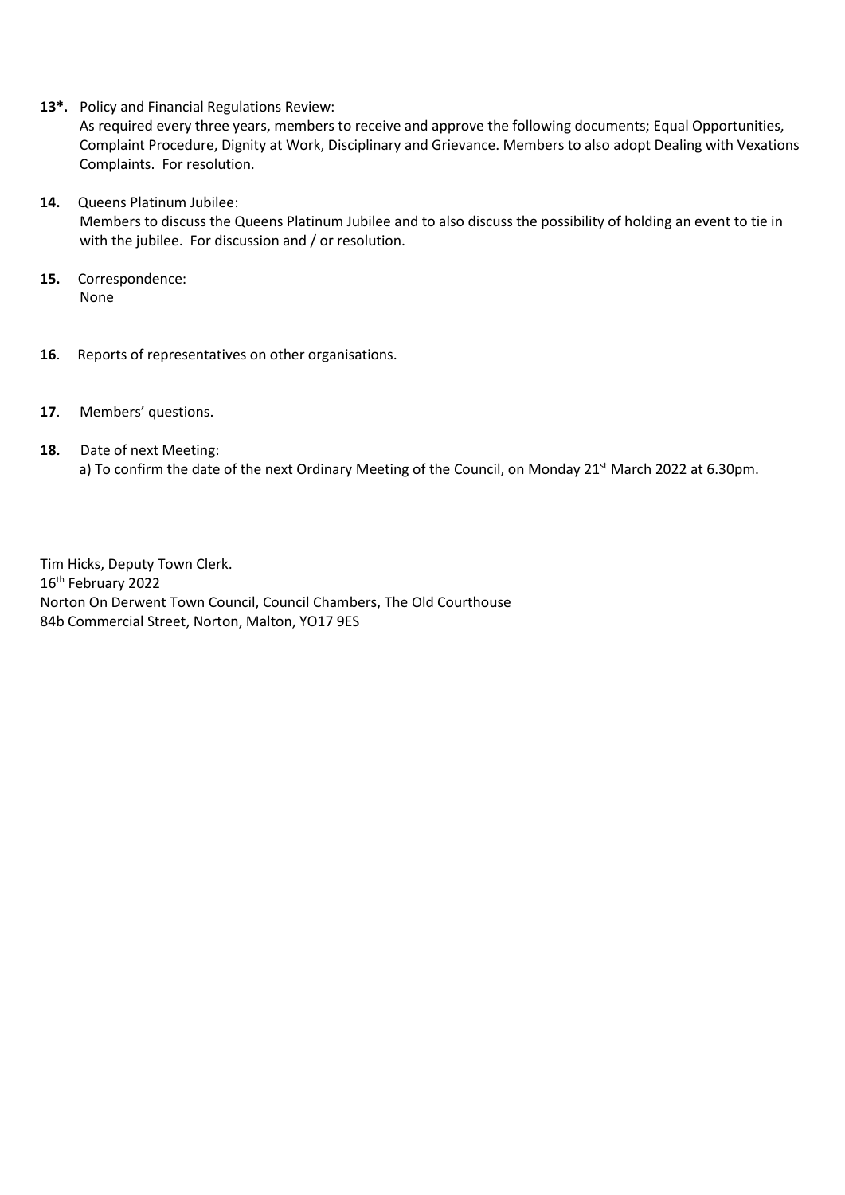**13*.** Policy and Financial Regulations Review:
As required every three years, members to receive and approve the following documents; Equal Opportunities, Complaint Procedure, Dignity at Work, Disciplinary and Grievance. Members to also adopt Dealing with Vexations Complaints. For resolution.

**14.** Queens Platinum Jubilee:
Members to discuss the Queens Platinum Jubilee and to also discuss the possibility of holding an event to tie in with the jubilee. For discussion and / or resolution.

**15.** Correspondence:
None

**16**. Reports of representatives on other organisations.

**17**. Members' questions.

**18.** Date of next Meeting:
a) To confirm the date of the next Ordinary Meeting of the Council, on Monday 21st March 2022 at 6.30pm.

Tim Hicks, Deputy Town Clerk.
16th February 2022
Norton On Derwent Town Council, Council Chambers, The Old Courthouse
84b Commercial Street, Norton, Malton, YO17 9ES